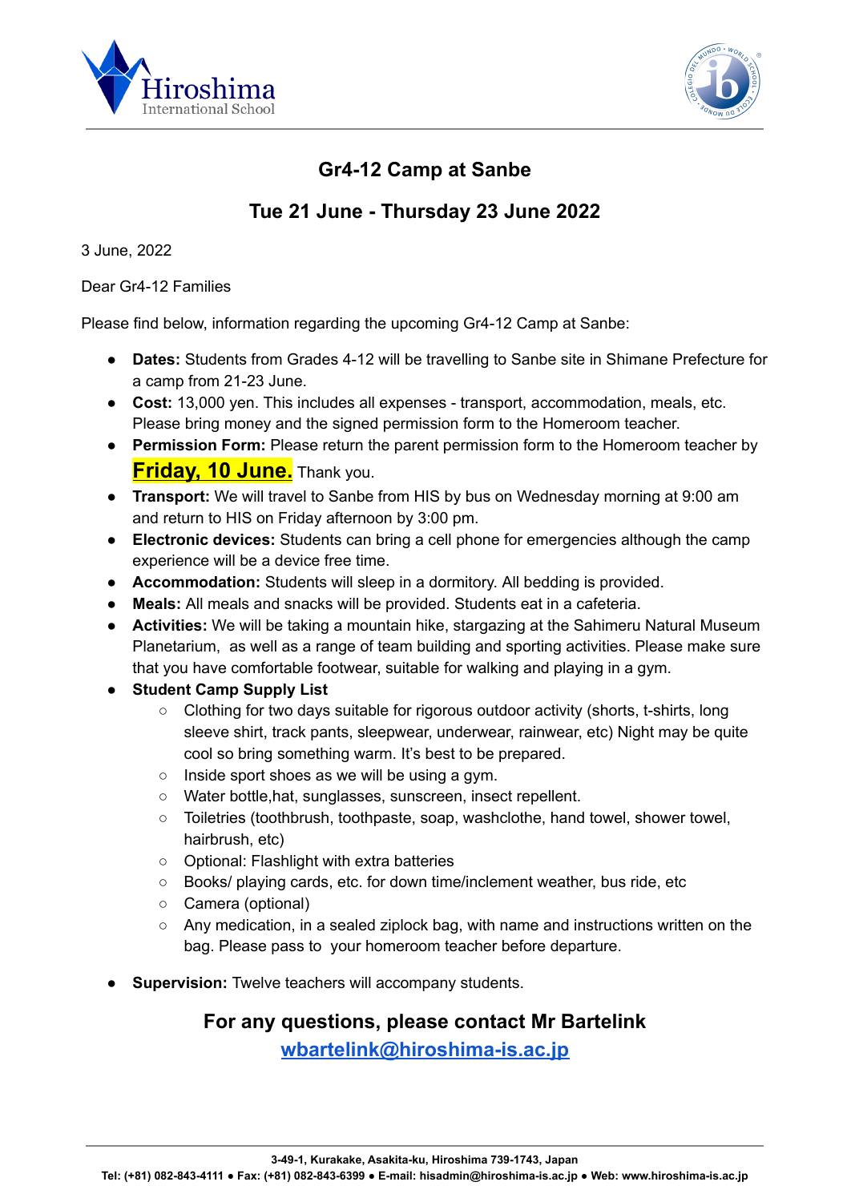Hiroshima International School

## Gr4-12 Camp at Sanbe

## Tue 21 June - Thursday 23 June 2022

3 June, 2022

Dear Gr4-12 Families

Please find below, information regarding the upcoming Gr4-12 Camp at Sanbe:

- **Dates:** Students from Grades 4-12 will be travelling to Sanbe site in Shimane Prefecture for a camp from 21-23 June.
- **Cost:** 13,000 yen. This includes all expenses - transport, accommodation, meals, etc. Please bring money and the signed permission form to the Homeroom teacher.
- **Permission Form:** Please return the parent permission form to the Homeroom teacher by **Friday, 10 June.** Thank you.
- **Transport:** We will travel to Sanbe from HIS by bus on Wednesday morning at 9:00 am and return to HIS on Friday afternoon by 3:00 pm.
- **Electronic devices:** Students can bring a cell phone for emergencies although the camp experience will be a device free time.
- **Accommodation:** Students will sleep in a dormitory. All bedding is provided.
- **Meals:** All meals and snacks will be provided. Students eat in a cafeteria.
- **Activities:** We will be taking a mountain hike, stargazing at the Sahimeru Natural Museum Planetarium,  as well as a range of team building and sporting activities. Please make sure that you have comfortable footwear, suitable for walking and playing in a gym.
- **Student Camp Supply List**
  - Clothing for two days suitable for rigorous outdoor activity (shorts, t-shirts, long sleeve shirt, track pants, sleepwear, underwear, rainwear, etc) Night may be quite cool so bring something warm. It's best to be prepared.
  - Inside sport shoes as we will be using a gym.
  - Water bottle,hat, sunglasses, sunscreen, insect repellent.
  - Toiletries (toothbrush, toothpaste, soap, washclothe, hand towel, shower towel, hairbrush, etc)
  - Optional: Flashlight with extra batteries
  - Books/ playing cards, etc. for down time/inclement weather, bus ride, etc
  - Camera (optional)
  - Any medication, in a sealed ziplock bag, with name and instructions written on the bag. Please pass to  your homeroom teacher before departure.
- **Supervision:** Twelve teachers will accompany students.

### For any questions, please contact Mr Bartelink

### wbartelink@hiroshima-is.ac.jp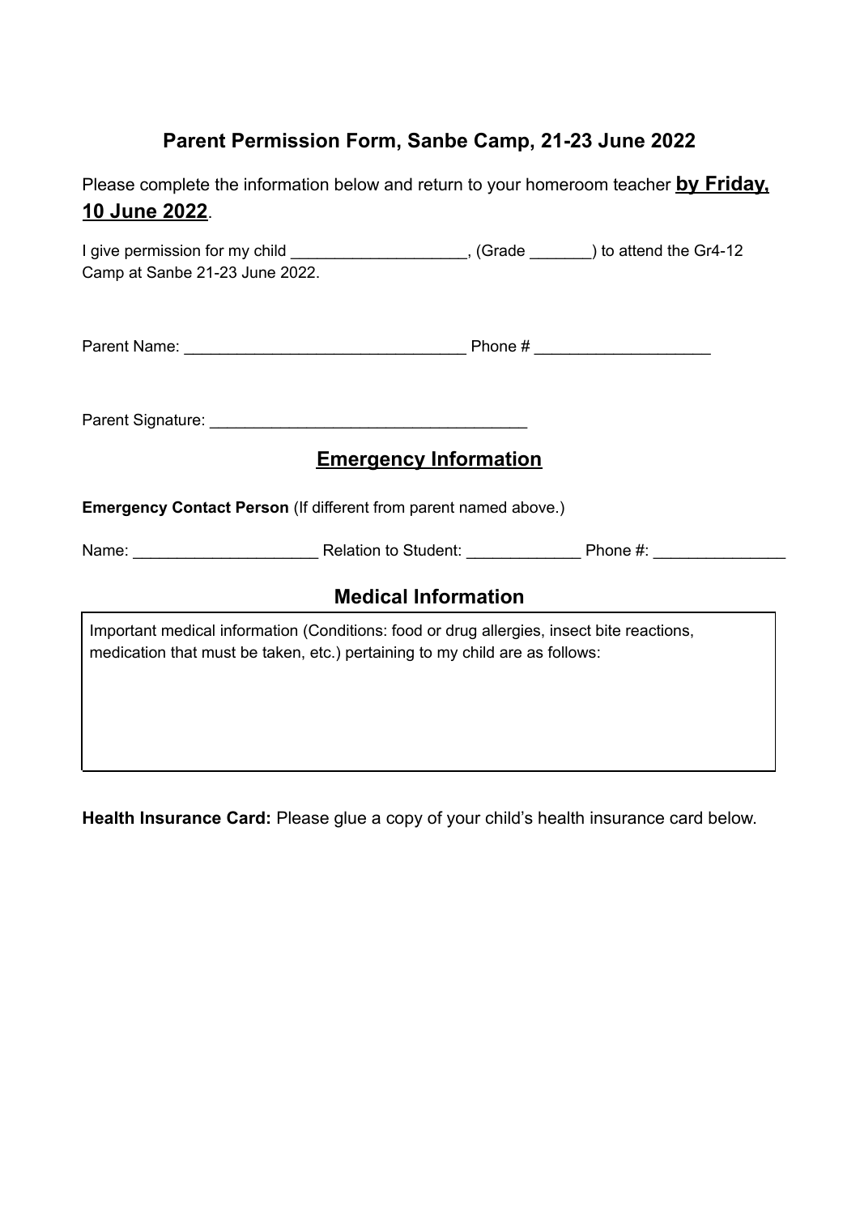## Parent Permission Form, Sanbe Camp, 21-23 June 2022

Please complete the information below and return to your homeroom teacher **by Friday, 10 June 2022**.

I give permission for my child ____________________, (Grade _______) to attend the Gr4-12 Camp at Sanbe 21-23 June 2022.

Parent Name: ________________________________ Phone # ____________________

Parent Signature: ____________________________________

## Emergency Information

**Emergency Contact Person** (If different from parent named above.)

Name: _____________________ Relation to Student: _____________ Phone #: _______________

## Medical Information

| Important medical information (Conditions: food or drug allergies, insect bite reactions, medication that must be taken, etc.) pertaining to my child are as follows: |
|---|
| |

**Health Insurance Card:** Please glue a copy of your child's health insurance card below.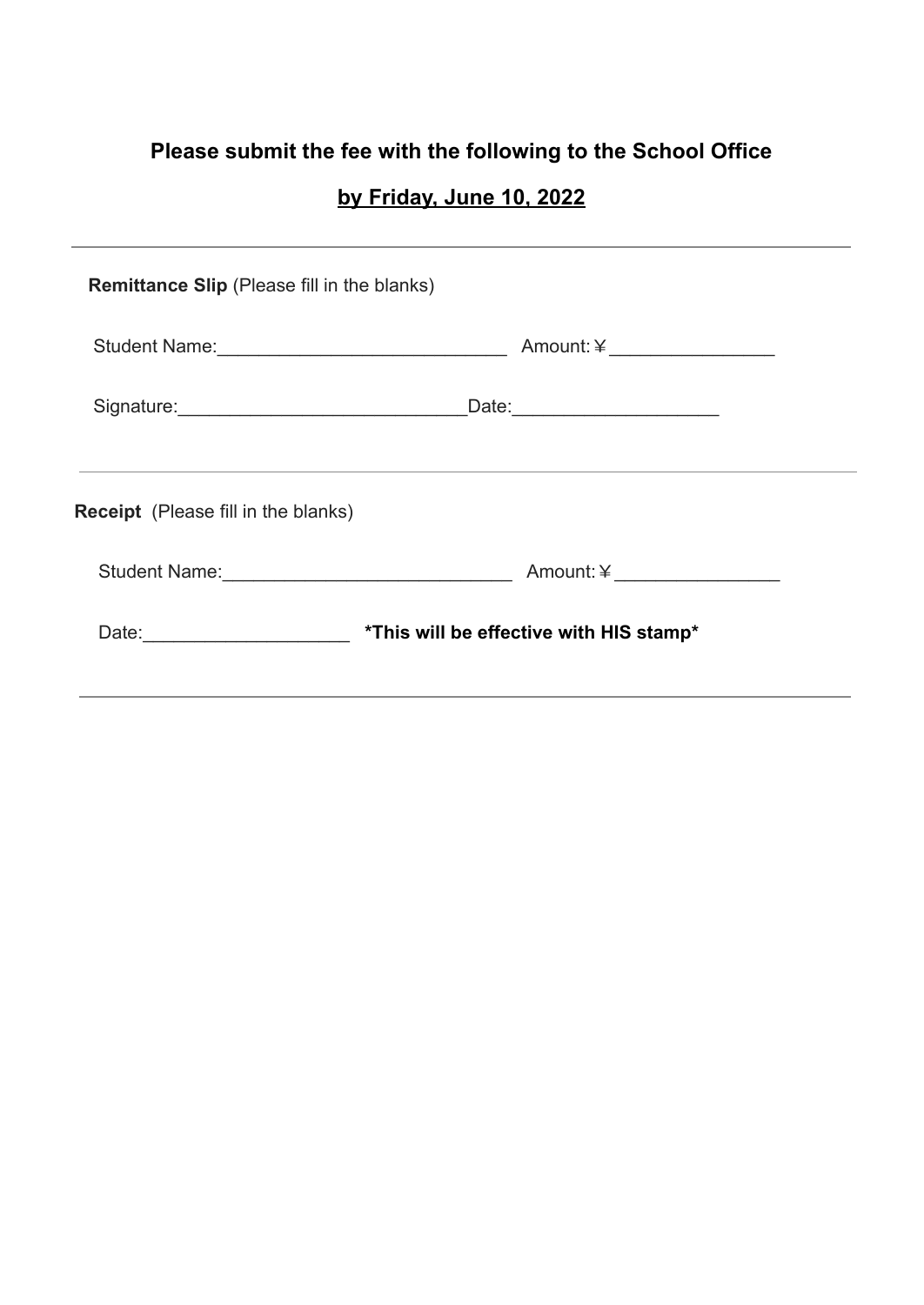**Please submit the fee with the following to the School Office**

**by Friday, June 10, 2022**

---

**Remittance Slip** (Please fill in the blanks)

Student Name:____________________________ Amount: ¥________________

Signature:____________________________Date:____________________

---

**Receipt** (Please fill in the blanks)

Student Name:____________________________ Amount: ¥________________

Date:____________________ ***This will be effective with HIS stamp***

---